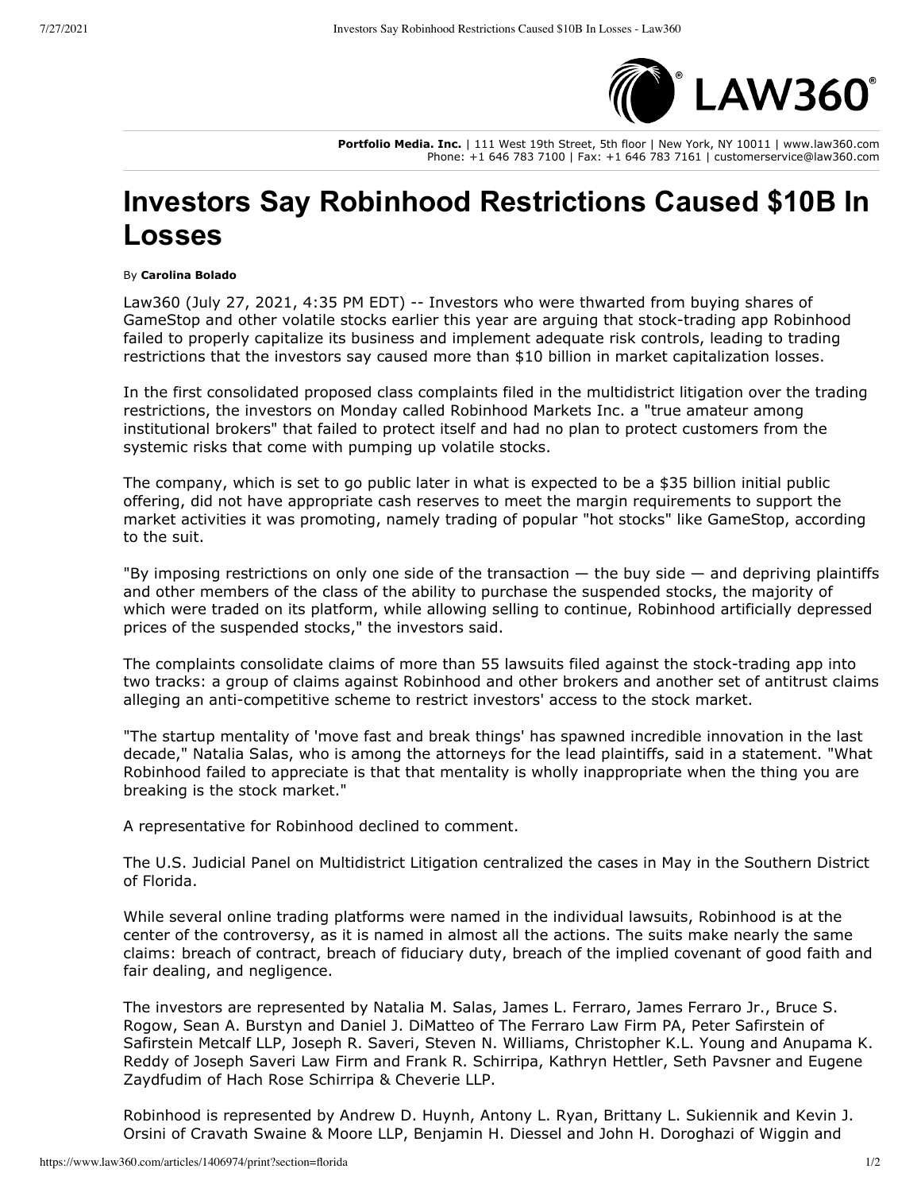**Portfolio Media. Inc.** | 111 West 19th Street, 5th floor | New York, NY 10011 | www.law360.com
Phone: +1 646 783 7100 | Fax: +1 646 783 7161 | customerservice@law360.com

# Investors Say Robinhood Restrictions Caused $10B In Losses

By **Carolina Bolado**

Law360 (July 27, 2021, 4:35 PM EDT) -- Investors who were thwarted from buying shares of GameStop and other volatile stocks earlier this year are arguing that stock-trading app Robinhood failed to properly capitalize its business and implement adequate risk controls, leading to trading restrictions that the investors say caused more than $10 billion in market capitalization losses.

In the first consolidated proposed class complaints filed in the multidistrict litigation over the trading restrictions, the investors on Monday called Robinhood Markets Inc. a "true amateur among institutional brokers" that failed to protect itself and had no plan to protect customers from the systemic risks that come with pumping up volatile stocks.

The company, which is set to go public later in what is expected to be a $35 billion initial public offering, did not have appropriate cash reserves to meet the margin requirements to support the market activities it was promoting, namely trading of popular "hot stocks" like GameStop, according to the suit.

"By imposing restrictions on only one side of the transaction — the buy side — and depriving plaintiffs and other members of the class of the ability to purchase the suspended stocks, the majority of which were traded on its platform, while allowing selling to continue, Robinhood artificially depressed prices of the suspended stocks," the investors said.

The complaints consolidate claims of more than 55 lawsuits filed against the stock-trading app into two tracks: a group of claims against Robinhood and other brokers and another set of antitrust claims alleging an anti-competitive scheme to restrict investors' access to the stock market.

"The startup mentality of 'move fast and break things' has spawned incredible innovation in the last decade," Natalia Salas, who is among the attorneys for the lead plaintiffs, said in a statement. "What Robinhood failed to appreciate is that that mentality is wholly inappropriate when the thing you are breaking is the stock market."

A representative for Robinhood declined to comment.

The U.S. Judicial Panel on Multidistrict Litigation centralized the cases in May in the Southern District of Florida.

While several online trading platforms were named in the individual lawsuits, Robinhood is at the center of the controversy, as it is named in almost all the actions. The suits make nearly the same claims: breach of contract, breach of fiduciary duty, breach of the implied covenant of good faith and fair dealing, and negligence.

The investors are represented by Natalia M. Salas, James L. Ferraro, James Ferraro Jr., Bruce S. Rogow, Sean A. Burstyn and Daniel J. DiMatteo of The Ferraro Law Firm PA, Peter Safirstein of Safirstein Metcalf LLP, Joseph R. Saveri, Steven N. Williams, Christopher K.L. Young and Anupama K. Reddy of Joseph Saveri Law Firm and Frank R. Schirripa, Kathryn Hettler, Seth Pavsner and Eugene Zaydfudim of Hach Rose Schirripa & Cheverie LLP.

Robinhood is represented by Andrew D. Huynh, Antony L. Ryan, Brittany L. Sukiennik and Kevin J. Orsini of Cravath Swaine & Moore LLP, Benjamin H. Diessel and John H. Doroghazi of Wiggin and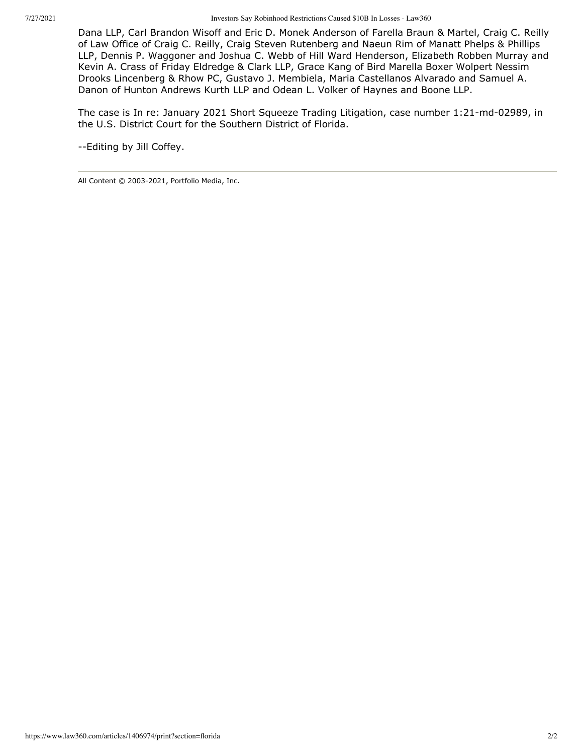Dana LLP, Carl Brandon Wisoff and Eric D. Monek Anderson of Farella Braun & Martel, Craig C. Reilly of Law Office of Craig C. Reilly, Craig Steven Rutenberg and Naeun Rim of Manatt Phelps & Phillips LLP, Dennis P. Waggoner and Joshua C. Webb of Hill Ward Henderson, Elizabeth Robben Murray and Kevin A. Crass of Friday Eldredge & Clark LLP, Grace Kang of Bird Marella Boxer Wolpert Nessim Drooks Lincenberg & Rhow PC, Gustavo J. Membiela, Maria Castellanos Alvarado and Samuel A. Danon of Hunton Andrews Kurth LLP and Odean L. Volker of Haynes and Boone LLP.

The case is In re: January 2021 Short Squeeze Trading Litigation, case number 1:21-md-02989, in the U.S. District Court for the Southern District of Florida.

--Editing by Jill Coffey.

---

All Content © 2003-2021, Portfolio Media, Inc.